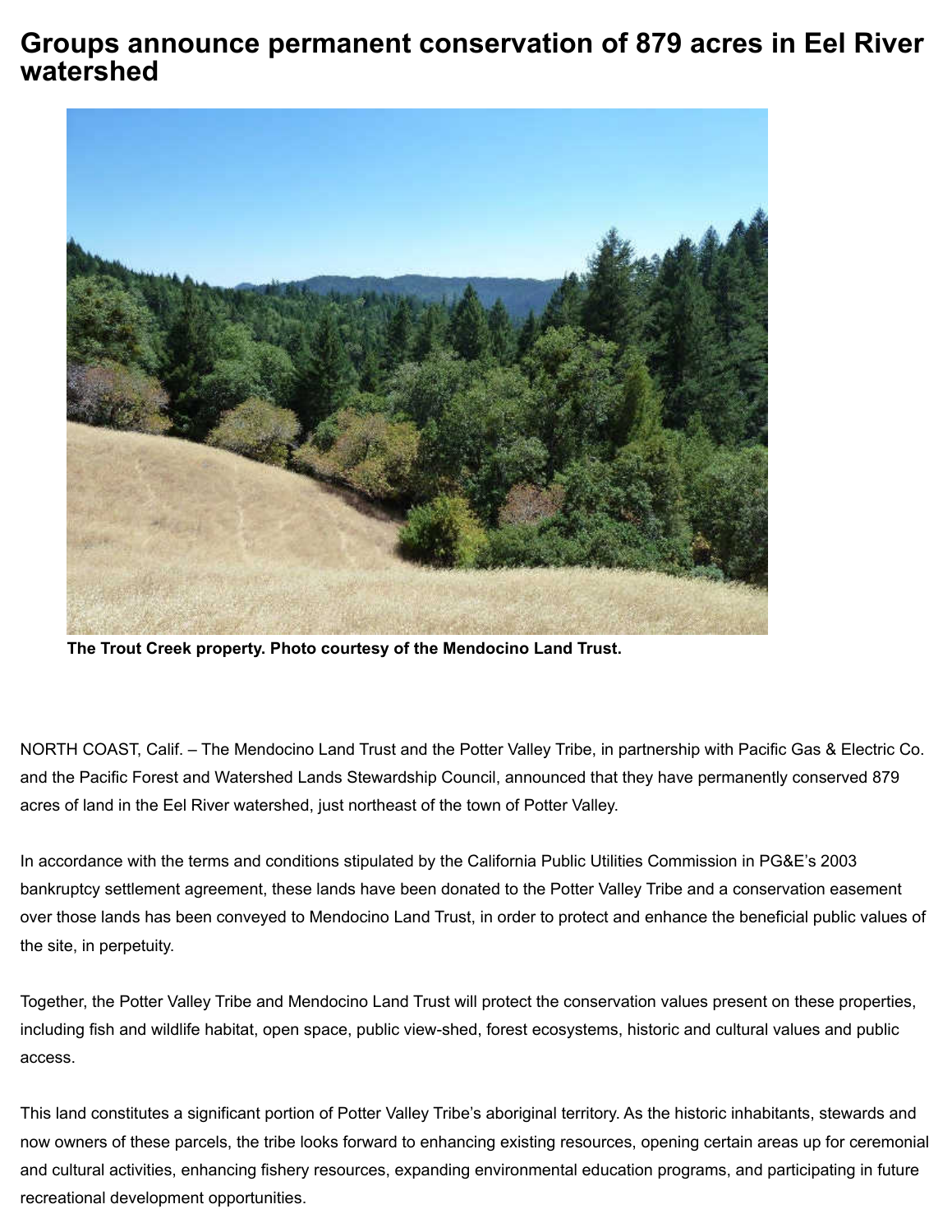# Groups announce permanent conservation of 879 acres in Eel River watershed

**The Trout Creek property. Photo courtesy of the Mendocino Land Trust.**

NORTH COAST, Calif. – The Mendocino Land Trust and the Potter Valley Tribe, in partnership with Pacific Gas & Electric Co. and the Pacific Forest and Watershed Lands Stewardship Council, announced that they have permanently conserved 879 acres of land in the Eel River watershed, just northeast of the town of Potter Valley.

In accordance with the terms and conditions stipulated by the California Public Utilities Commission in PG&E's 2003 bankruptcy settlement agreement, these lands have been donated to the Potter Valley Tribe and a conservation easement over those lands has been conveyed to Mendocino Land Trust, in order to protect and enhance the beneficial public values of the site, in perpetuity.

Together, the Potter Valley Tribe and Mendocino Land Trust will protect the conservation values present on these properties, including fish and wildlife habitat, open space, public view-shed, forest ecosystems, historic and cultural values and public access.

This land constitutes a significant portion of Potter Valley Tribe's aboriginal territory. As the historic inhabitants, stewards and now owners of these parcels, the tribe looks forward to enhancing existing resources, opening certain areas up for ceremonial and cultural activities, enhancing fishery resources, expanding environmental education programs, and participating in future recreational development opportunities.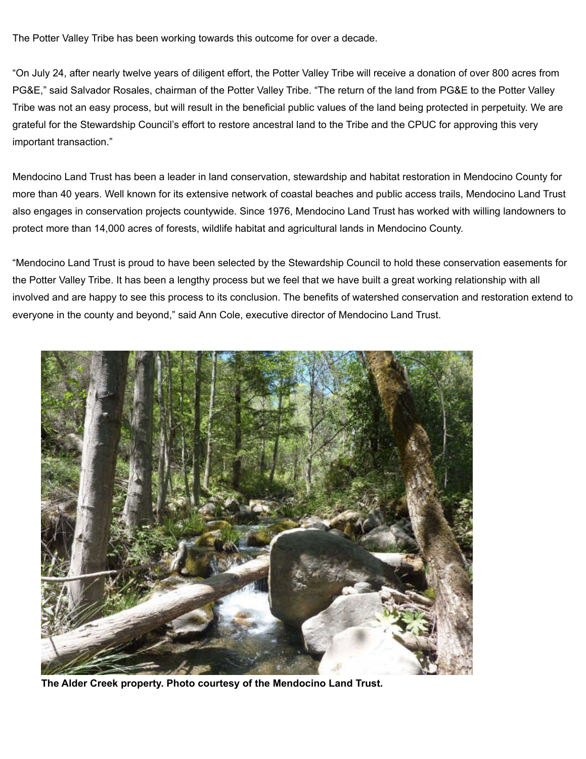The Potter Valley Tribe has been working towards this outcome for over a decade.

"On July 24, after nearly twelve years of diligent effort, the Potter Valley Tribe will receive a donation of over 800 acres from PG&E," said Salvador Rosales, chairman of the Potter Valley Tribe. "The return of the land from PG&E to the Potter Valley Tribe was not an easy process, but will result in the beneficial public values of the land being protected in perpetuity. We are grateful for the Stewardship Council's effort to restore ancestral land to the Tribe and the CPUC for approving this very important transaction."

Mendocino Land Trust has been a leader in land conservation, stewardship and habitat restoration in Mendocino County for more than 40 years. Well known for its extensive network of coastal beaches and public access trails, Mendocino Land Trust also engages in conservation projects countywide. Since 1976, Mendocino Land Trust has worked with willing landowners to protect more than 14,000 acres of forests, wildlife habitat and agricultural lands in Mendocino County.

"Mendocino Land Trust is proud to have been selected by the Stewardship Council to hold these conservation easements for the Potter Valley Tribe. It has been a lengthy process but we feel that we have built a great working relationship with all involved and are happy to see this process to its conclusion. The benefits of watershed conservation and restoration extend to everyone in the county and beyond," said Ann Cole, executive director of Mendocino Land Trust.

**The Alder Creek property. Photo courtesy of the Mendocino Land Trust.**